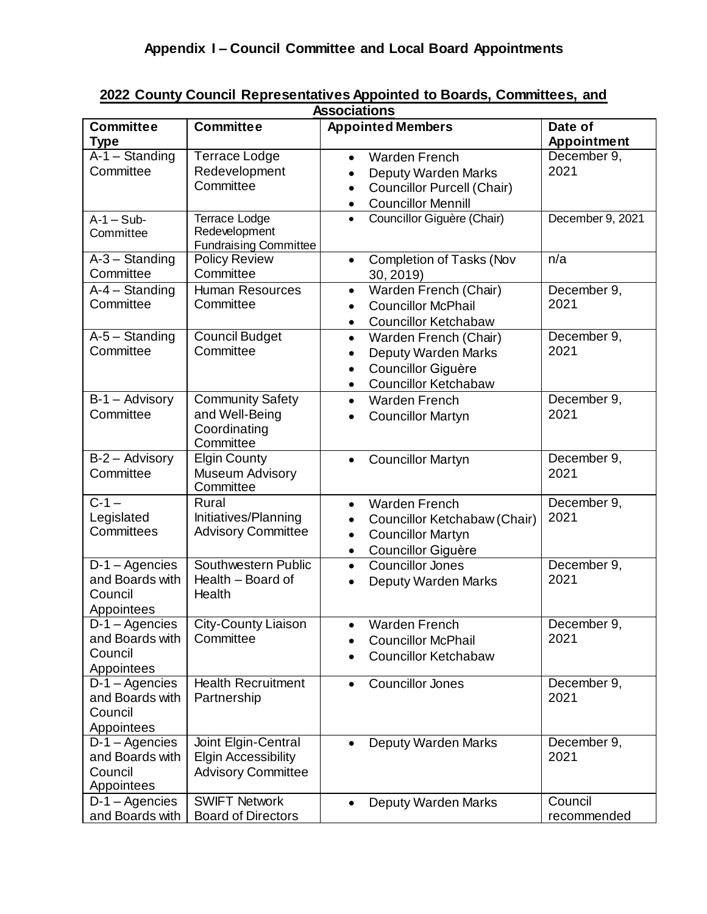## Appendix I – Council Committee and Local Board Appointments

**2022 County Council Representatives Appointed to Boards, Committees, and Associations**

| Committee Type | Committee | Appointed Members | Date of Appointment |
|---|---|---|---|
| A-1 – Standing Committee | Terrace Lodge Redevelopment Committee | • Warden French<br>• Deputy Warden Marks<br>• Councillor Purcell (Chair)<br>• Councillor Mennill | December 9, 2021 |
| A-1 – Sub-Committee | Terrace Lodge Redevelopment Fundraising Committee | • Councillor Biguère (Chair) | December 9, 2021 |
| A-3 – Standing Committee | Policy Review Committee | • Completion of Tasks (Nov 30, 2019) | n/a |
| A-4 – Standing Committee | Human Resources Committee | • Warden French (Chair)<br>• Councillor McPhail<br>• Councillor Ketchabaw | December 9, 2021 |
| A-5 – Standing Committee | Council Budget Committee | • Warden French (Chair)<br>• Deputy Warden Marks<br>• Councillor Giguère<br>• Councillor Ketchabaw | December 9, 2021 |
| B-1 – Advisory Committee | Community Safety and Well-Being Coordinating Committee | • Warden French<br>• Councillor Martyn | December 9, 2021 |
| B-2 – Advisory Committee | Elgin County Museum Advisory Committee | • Councillor Martyn | December 9, 2021 |
| C-1 – Legislated Committees | Rural Initiatives/Planning Advisory Committee | • Warden French<br>• Councillor Ketchabaw (Chair)<br>• Councillor Martyn<br>• Councillor Giguère | December 9, 2021 |
| D-1 – Agencies and Boards with Council Appointees | Southwestern Public Health – Board of Health | • Councillor Jones<br>• Deputy Warden Marks | December 9, 2021 |
| D-1 – Agencies and Boards with Council Appointees | City-County Liaison Committee | • Warden French<br>• Councillor McPhail<br>• Councillor Ketchabaw | December 9, 2021 |
| D-1 – Agencies and Boards with Council Appointees | Health Recruitment Partnership | • Councillor Jones | December 9, 2021 |
| D-1 – Agencies and Boards with Council Appointees | Joint Elgin-Central Elgin Accessibility Advisory Committee | • Deputy Warden Marks | December 9, 2021 |
| D-1 – Agencies and Boards with | SWIFT Network Board of Directors | • Deputy Warden Marks | Council recommended |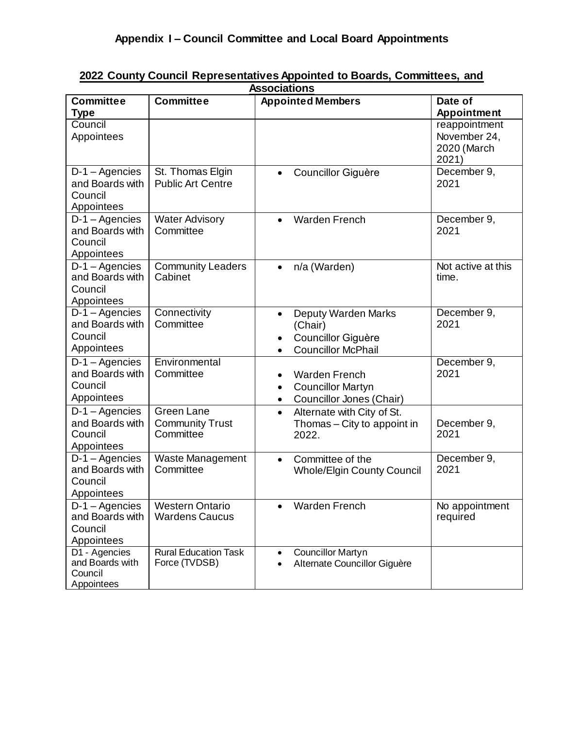## Appendix I – Council Committee and Local Board Appointments

**2022 County Council Representatives Appointed to Boards, Committees, and Associations**

| Committee Type | Committee | Appointed Members | Date of Appointment |
|---|---|---|---|
| Council Appointees | | | reappointment November 24, 2020 (March 2021) |
| D-1 – Agencies and Boards with Council Appointees | St. Thomas Elgin Public Art Centre | • Councillor Giguère | December 9, 2021 |
| D-1 – Agencies and Boards with Council Appointees | Water Advisory Committee | • Warden French | December 9, 2021 |
| D-1 – Agencies and Boards with Council Appointees | Community Leaders Cabinet | • n/a (Warden) | Not active at this time. |
| D-1 – Agencies and Boards with Council Appointees | Connectivity Committee | • Deputy Warden Marks (Chair)<br>• Councillor Giguère<br>• Councillor McPhail | December 9, 2021 |
| D-1 – Agencies and Boards with Council Appointees | Environmental Committee | • Warden French<br>• Councillor Martyn<br>• Councillor Jones (Chair) | December 9, 2021 |
| D-1 – Agencies and Boards with Council Appointees | Green Lane Community Trust Committee | • Alternate with City of St. Thomas – City to appoint in 2022. | December 9, 2021 |
| D-1 – Agencies and Boards with Council Appointees | Waste Management Committee | • Committee of the Whole/Elgin County Council | December 9, 2021 |
| D-1 – Agencies and Boards with Council Appointees | Western Ontario Wardens Caucus | • Warden French | No appointment required |
| D1 - Agencies and Boards with Council Appointees | Rural Education Task Force (TVDSB) | • Councillor Martyn<br>• Alternate Councillor Giguère | |